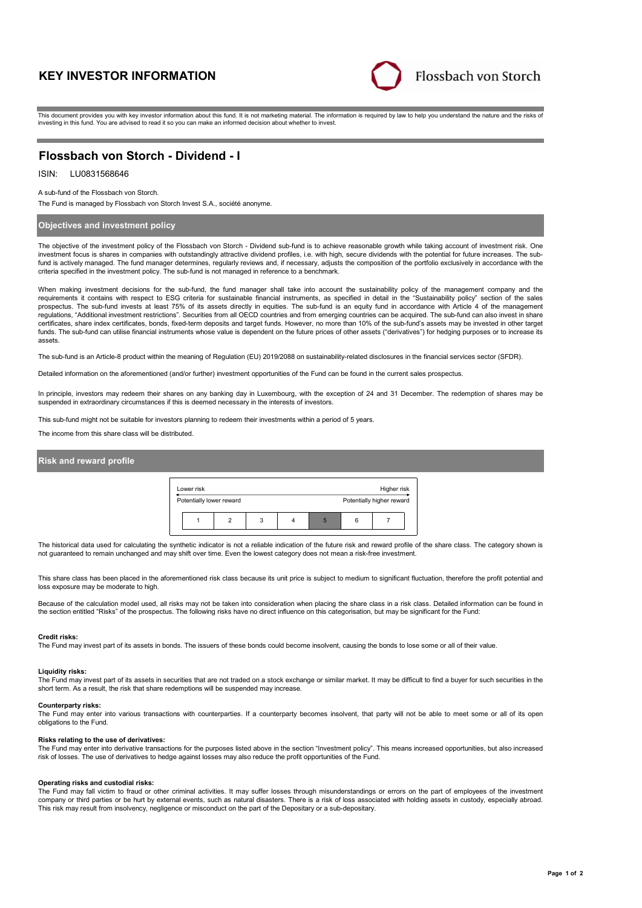# KEY INVESTOR INFORMATION

Flossbach von Storch

This document provides you with key investor information about this fund. It is not marketing material. The information is required by law to help you understand the nature and the risks of investing in this fund. You are advised to read it so you can make an informed decision about whether to invest.

## Flossbach von Storch - Dividend - I

ISIN: LU0831568646

A sub-fund of the Flossbach von Storch.

The Fund is managed by Flossbach von Storch Invest S.A., société anonyme.

### Objectives and investment policy

The objective of the investment policy of the Flossbach von Storch - Dividend sub-fund is to achieve reasonable growth while taking account of investment risk. One investment focus is shares in companies with outstandingly attractive dividend profiles, i.e. with high, secure dividends with the potential for future increases. The sub-fund is actively managed. The fund manager determines, regularly reviews and, if necessary, adjusts the composition of the portfolio exclusively in accordance with the criteria specified in the investment policy. The sub-fund is not managed in reference to a benchmark.

When making investment decisions for the sub-fund, the fund manager shall take into account the sustainability policy of the management company and the requirements it contains with respect to ESG criteria for sustainable financial instruments, as specified in detail in the "Sustainability policy" section of the sales prospectus. The sub-fund invests at least 75% of its assets directly in equities. The sub-fund is an equity fund in accordance with Article 4 of the management regulations, "Additional investment restrictions". Securities from all OECD countries and from emerging countries can be acquired. The sub-fund can also invest in share certificates, share index certificates, bonds, fixed-term deposits and target funds. However, no more than 10% of the sub-fund's assets may be invested in other target funds. The sub-fund can utilise financial instruments whose value is dependent on the future prices of other assets ("derivatives") for hedging purposes or to increase its assets.

The sub-fund is an Article-8 product within the meaning of Regulation (EU) 2019/2088 on sustainability-related disclosures in the financial services sector (SFDR).

Detailed information on the aforementioned (and/or further) investment opportunities of the Fund can be found in the current sales prospectus.

In principle, investors may redeem their shares on any banking day in Luxembourg, with the exception of 24 and 31 December. The redemption of shares may be suspended in extraordinary circumstances if this is deemed necessary in the interests of investors.

This sub-fund might not be suitable for investors planning to redeem their investments within a period of 5 years.

The income from this share class will be distributed.

### Risk and reward profile

| Lower risk | | | | | | Higher risk |
|---|---|---|---|---|---|---|
| Potentially lower reward | | | | | | Potentially higher reward |
| 1 | 2 | 3 | 4 | **5** | 6 | 7 |

The historical data used for calculating the synthetic indicator is not a reliable indication of the future risk and reward profile of the share class. The category shown is not guaranteed to remain unchanged and may shift over time. Even the lowest category does not mean a risk-free investment.

This share class has been placed in the aforementioned risk class because its unit price is subject to medium to significant fluctuation, therefore the profit potential and loss exposure may be moderate to high.

Because of the calculation model used, all risks may not be taken into consideration when placing the share class in a risk class. Detailed information can be found in the section entitled "Risks" of the prospectus. The following risks have no direct influence on this categorisation, but may be significant for the Fund:

**Credit risks:**
The Fund may invest part of its assets in bonds. The issuers of these bonds could become insolvent, causing the bonds to lose some or all of their value.

**Liquidity risks:**
The Fund may invest part of its assets in securities that are not traded on a stock exchange or similar market. It may be difficult to find a buyer for such securities in the short term. As a result, the risk that share redemptions will be suspended may increase.

**Counterparty risks:**
The Fund may enter into various transactions with counterparties. If a counterparty becomes insolvent, that party will not be able to meet some or all of its open obligations to the Fund.

**Risks relating to the use of derivatives:**
The Fund may enter into derivative transactions for the purposes listed above in the section "Investment policy". This means increased opportunities, but also increased risk of losses. The use of derivatives to hedge against losses may also reduce the profit opportunities of the Fund.

**Operating risks and custodial risks:**
The Fund may fall victim to fraud or other criminal activities. It may suffer losses through misunderstandings or errors on the part of employees of the investment company or third parties or be hurt by external events, such as natural disasters. There is a risk of loss associated with holding assets in custody, especially abroad. This risk may result from insolvency, negligence or misconduct on the part of the Depositary or a sub-depositary.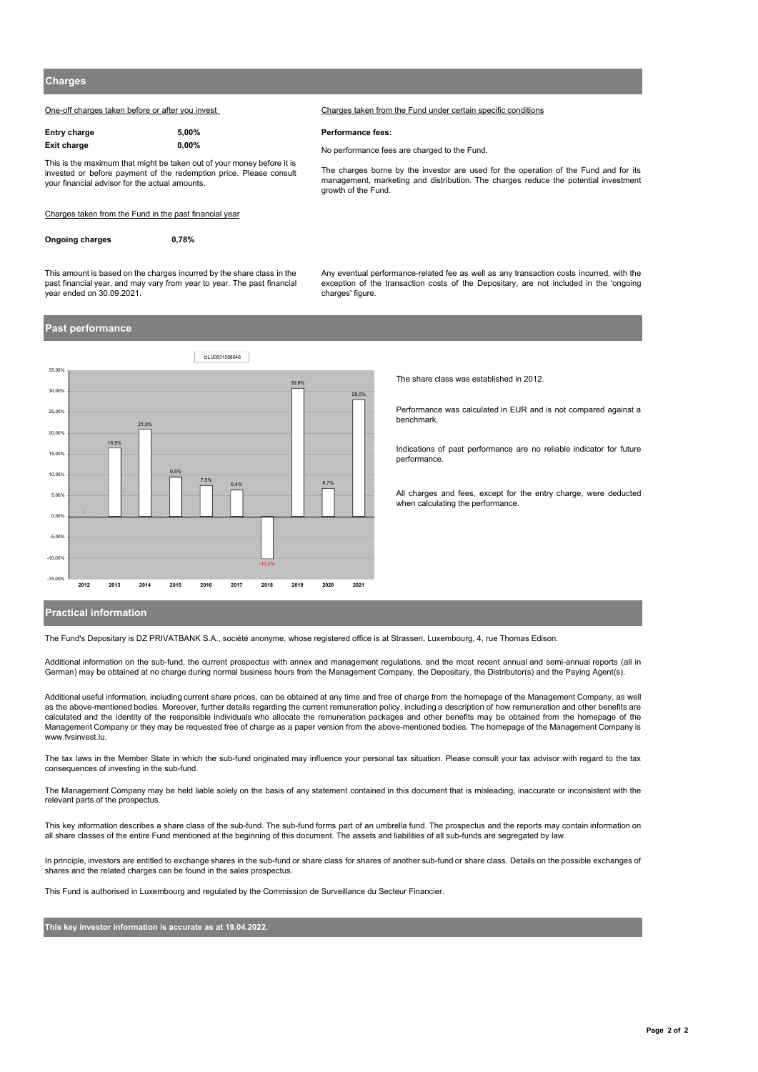## Charges

One-off charges taken before or after you invest

| | |
|---|---|
| **Entry charge** | **5,00%** |
| **Exit charge** | **0,00%** |

This is the maximum that might be taken out of your money before it is invested or before payment of the redemption price. Please consult your financial advisor for the actual amounts.

Charges taken from the Fund in the past financial year

| | |
|---|---|
| **Ongoing charges** | **0,78%** |

This amount is based on the charges incurred by the share class in the past financial year, and may vary from year to year. The past financial year ended on 30.09.2021.

Charges taken from the Fund under certain specific conditions

**Performance fees:**

No performance fees are charged to the Fund.

The charges borne by the investor are used for the operation of the Fund and for its management, marketing and distribution. The charges reduce the potential investment growth of the Fund.

Any eventual performance-related fee as well as any transaction costs incurred, with the exception of the transaction costs of the Depositary, are not included in the 'ongoing charges' figure.

## Past performance

LU0831568646

35,00%
30,00%
25,00%
20,00%
15,00%
10,00%
5,00%
0,00%
-5,00%
-10,00%
-15,00%

2012: -
2013: 16,5%
2014: 21,0%
2015: 9,5%
2016: 7,5%
2017: 6,4%
2018: -10,2%
2019: 30,8%
2020: 6,7%
2021: 28,0%

The share class was established in 2012.

Performance was calculated in EUR and is not compared against a benchmark.

Indications of past performance are no reliable indicator for future performance.

All charges and fees, except for the entry charge, were deducted when calculating the performance.

## Practical information

The Fund's Depositary is DZ PRIVATBANK S.A., société anonyme, whose registered office is at Strassen, Luxembourg, 4, rue Thomas Edison.

Additional information on the sub-fund, the current prospectus with annex and management regulations, and the most recent annual and semi-annual reports (all in German) may be obtained at no charge during normal business hours from the Management Company, the Depositary, the Distributor(s) and the Paying Agent(s).

Additional useful information, including current share prices, can be obtained at any time and free of charge from the homepage of the Management Company, as well as the above-mentioned bodies. Moreover, further details regarding the current remuneration policy, including a description of how remuneration and other benefits are calculated and the identity of the responsible individuals who allocate the remuneration packages and other benefits may be obtained from the homepage of the Management Company or they may be requested free of charge as a paper version from the above-mentioned bodies. The homepage of the Management Company is www.fvsinvest.lu.

The tax laws in the Member State in which the sub-fund originated may influence your personal tax situation. Please consult your tax advisor with regard to the tax consequences of investing in the sub-fund.

The Management Company may be held liable solely on the basis of any statement contained in this document that is misleading, inaccurate or inconsistent with the relevant parts of the prospectus.

This key information describes a share class of the sub-fund. The sub-fund forms part of an umbrella fund. The prospectus and the reports may contain information on all share classes of the entire Fund mentioned at the beginning of this document. The assets and liabilities of all sub-funds are segregated by law.

In principle, investors are entitled to exchange shares in the sub-fund or share class for shares of another sub-fund or share class. Details on the possible exchanges of shares and the related charges can be found in the sales prospectus.

This Fund is authorised in Luxembourg and regulated by the Commission de Surveillance du Secteur Financier.

**This key investor information is accurate as at 19.04.2022.**